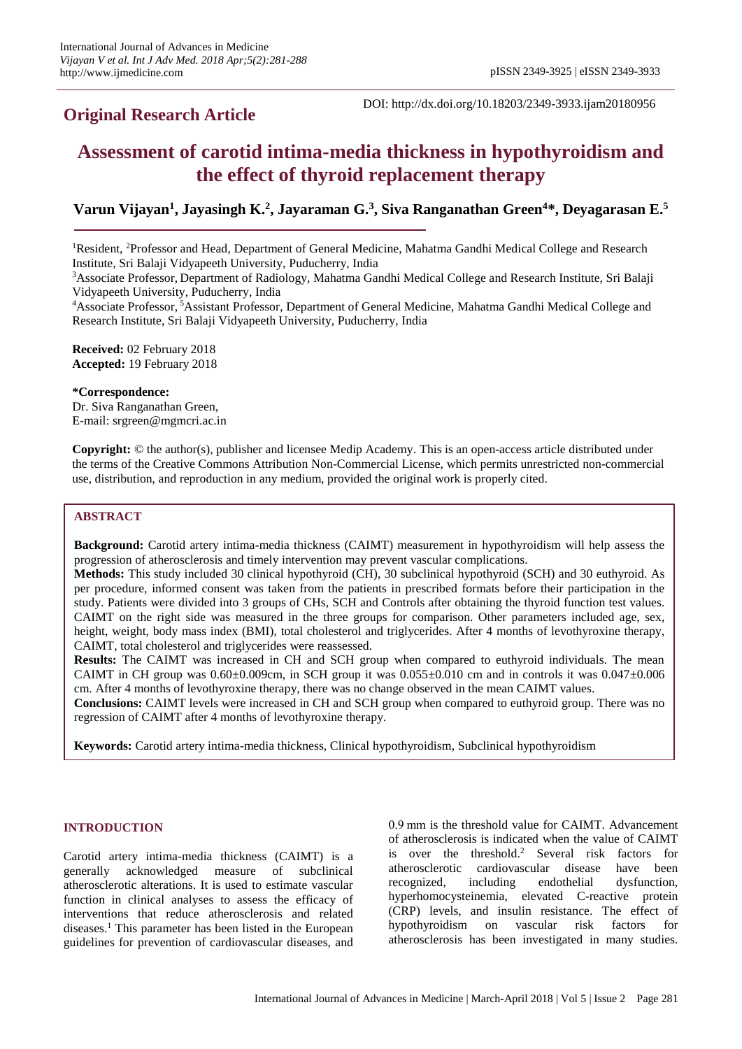**Original Research Article**

DOI: http://dx.doi.org/10.18203/2349-3933.ijam20180956

# Assessment of carotid intima-media thickness in hypothyroidism and the effect of thyroid replacement therapy

**Varun Vijayan[1], Jayasingh K.[2], Jayaraman G.[3], Siva Ranganathan Green[4]*, Deyagarasan E.[5]**

[1]Resident, [2]Professor and Head, Department of General Medicine, Mahatma Gandhi Medical College and Research Institute, Sri Balaji Vidyapeeth University, Puducherry, India

[3]Associate Professor, Department of Radiology, Mahatma Gandhi Medical College and Research Institute, Sri Balaji Vidyapeeth University, Puducherry, India

[4]Associate Professor, [5]Assistant Professor, Department of General Medicine, Mahatma Gandhi Medical College and Research Institute, Sri Balaji Vidyapeeth University, Puducherry, India

**Received:** 02 February 2018
**Accepted:** 19 February 2018

**\*Correspondence:**
Dr. Siva Ranganathan Green,
E-mail: srgreen@mgmcri.ac.in

**Copyright:** © the author(s), publisher and licensee Medip Academy. This is an open-access article distributed under the terms of the Creative Commons Attribution Non-Commercial License, which permits unrestricted non-commercial use, distribution, and reproduction in any medium, provided the original work is properly cited.

## ABSTRACT

**Background:** Carotid artery intima-media thickness (CAIMT) measurement in hypothyroidism will help assess the progression of atherosclerosis and timely intervention may prevent vascular complications.

**Methods:** This study included 30 clinical hypothyroid (CH), 30 subclinical hypothyroid (SCH) and 30 euthyroid. As per procedure, informed consent was taken from the patients in prescribed formats before their participation in the study. Patients were divided into 3 groups of CHs, SCH and Controls after obtaining the thyroid function test values. CAIMT on the right side was measured in the three groups for comparison. Other parameters included age, sex, height, weight, body mass index (BMI), total cholesterol and triglycerides. After 4 months of levothyroxine therapy, CAIMT, total cholesterol and triglycerides were reassessed.

**Results:** The CAIMT was increased in CH and SCH group when compared to euthyroid individuals. The mean CAIMT in CH group was 0.60±0.009cm, in SCH group it was 0.055±0.010 cm and in controls it was 0.047±0.006 cm. After 4 months of levothyroxine therapy, there was no change observed in the mean CAIMT values.

**Conclusions:** CAIMT levels were increased in CH and SCH group when compared to euthyroid group. There was no regression of CAIMT after 4 months of levothyroxine therapy.

**Keywords:** Carotid artery intima-media thickness, Clinical hypothyroidism, Subclinical hypothyroidism

## INTRODUCTION

Carotid artery intima-media thickness (CAIMT) is a generally acknowledged measure of subclinical atherosclerotic alterations. It is used to estimate vascular function in clinical analyses to assess the efficacy of interventions that reduce atherosclerosis and related diseases.[1] This parameter has been listed in the European guidelines for prevention of cardiovascular diseases, and 0.9 mm is the threshold value for CAIMT. Advancement of atherosclerosis is indicated when the value of CAIMT is over the threshold.[2] Several risk factors for atherosclerotic cardiovascular disease have been recognized, including endothelial dysfunction, hyperhomocysteinemia, elevated C-reactive protein (CRP) levels, and insulin resistance. The effect of hypothyroidism on vascular risk factors for atherosclerosis has been investigated in many studies.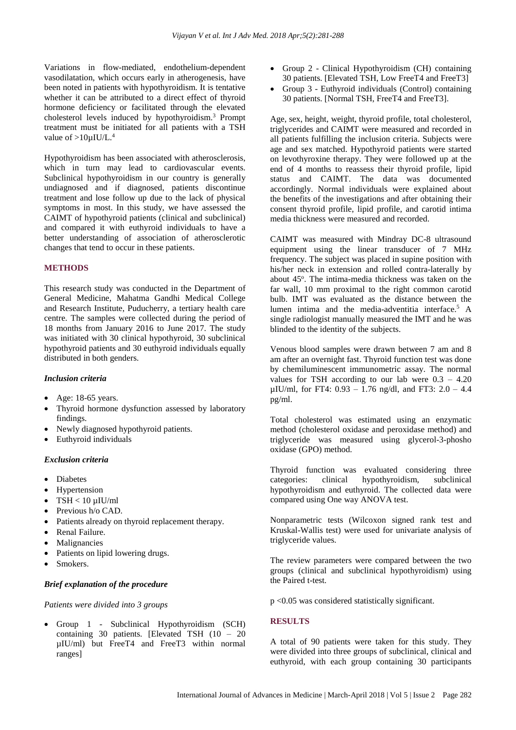Variations in flow-mediated, endothelium-dependent vasodilatation, which occurs early in atherogenesis, have been noted in patients with hypothyroidism. It is tentative whether it can be attributed to a direct effect of thyroid hormone deficiency or facilitated through the elevated cholesterol levels induced by hypothyroidism.[3] Prompt treatment must be initiated for all patients with a TSH value of >10µIU/L.[4]

Hypothyroidism has been associated with atherosclerosis, which in turn may lead to cardiovascular events. Subclinical hypothyroidism in our country is generally undiagnosed and if diagnosed, patients discontinue treatment and lose follow up due to the lack of physical symptoms in most. In this study, we have assessed the CAIMT of hypothyroid patients (clinical and subclinical) and compared it with euthyroid individuals to have a better understanding of association of atherosclerotic changes that tend to occur in these patients.

## METHODS

This research study was conducted in the Department of General Medicine, Mahatma Gandhi Medical College and Research Institute, Puducherry, a tertiary health care centre. The samples were collected during the period of 18 months from January 2016 to June 2017. The study was initiated with 30 clinical hypothyroid, 30 subclinical hypothyroid patients and 30 euthyroid individuals equally distributed in both genders.

### *Inclusion criteria*

- Age: 18-65 years.
- Thyroid hormone dysfunction assessed by laboratory findings.
- Newly diagnosed hypothyroid patients.
- Euthyroid individuals

### *Exclusion criteria*

- Diabetes
- Hypertension
- TSH < 10 µIU/ml
- Previous h/o CAD.
- Patients already on thyroid replacement therapy.
- Renal Failure.
- Malignancies
- Patients on lipid lowering drugs.
- Smokers.

### *Brief explanation of the procedure*

*Patients were divided into 3 groups*

- Group 1 - Subclinical Hypothyroidism (SCH) containing 30 patients. [Elevated TSH (10 – 20 µIU/ml) but FreeT4 and FreeT3 within normal ranges]
- Group 2 - Clinical Hypothyroidism (CH) containing 30 patients. [Elevated TSH, Low FreeT4 and FreeT3]
- Group 3 - Euthyroid individuals (Control) containing 30 patients. [Normal TSH, FreeT4 and FreeT3].

Age, sex, height, weight, thyroid profile, total cholesterol, triglycerides and CAIMT were measured and recorded in all patients fulfilling the inclusion criteria. Subjects were age and sex matched. Hypothyroid patients were started on levothyroxine therapy. They were followed up at the end of 4 months to reassess their thyroid profile, lipid status and CAIMT. The data was documented accordingly. Normal individuals were explained about the benefits of the investigations and after obtaining their consent thyroid profile, lipid profile, and carotid intima media thickness were measured and recorded.

CAIMT was measured with Mindray DC-8 ultrasound equipment using the linear transducer of 7 MHz frequency. The subject was placed in supine position with his/her neck in extension and rolled contra-laterally by about 45°. The intima-media thickness was taken on the far wall, 10 mm proximal to the right common carotid bulb. IMT was evaluated as the distance between the lumen intima and the media-adventitia interface.[5] A single radiologist manually measured the IMT and he was blinded to the identity of the subjects.

Venous blood samples were drawn between 7 am and 8 am after an overnight fast. Thyroid function test was done by chemiluminescent immunometric assay. The normal values for TSH according to our lab were 0.3 – 4.20 µIU/ml, for FT4: 0.93 – 1.76 ng/dl, and FT3: 2.0 – 4.4 pg/ml.

Total cholesterol was estimated using an enzymatic method (cholesterol oxidase and peroxidase method) and triglyceride was measured using glycerol-3-phosho oxidase (GPO) method.

Thyroid function was evaluated considering three categories: clinical hypothyroidism, subclinical hypothyroidism and euthyroid. The collected data were compared using One way ANOVA test.

Nonparametric tests (Wilcoxon signed rank test and Kruskal-Wallis test) were used for univariate analysis of triglyceride values.

The review parameters were compared between the two groups (clinical and subclinical hypothyroidism) using the Paired t-test.

$p < 0.05$ was considered statistically significant.

## RESULTS

A total of 90 patients were taken for this study. They were divided into three groups of subclinical, clinical and euthyroid, with each group containing 30 participants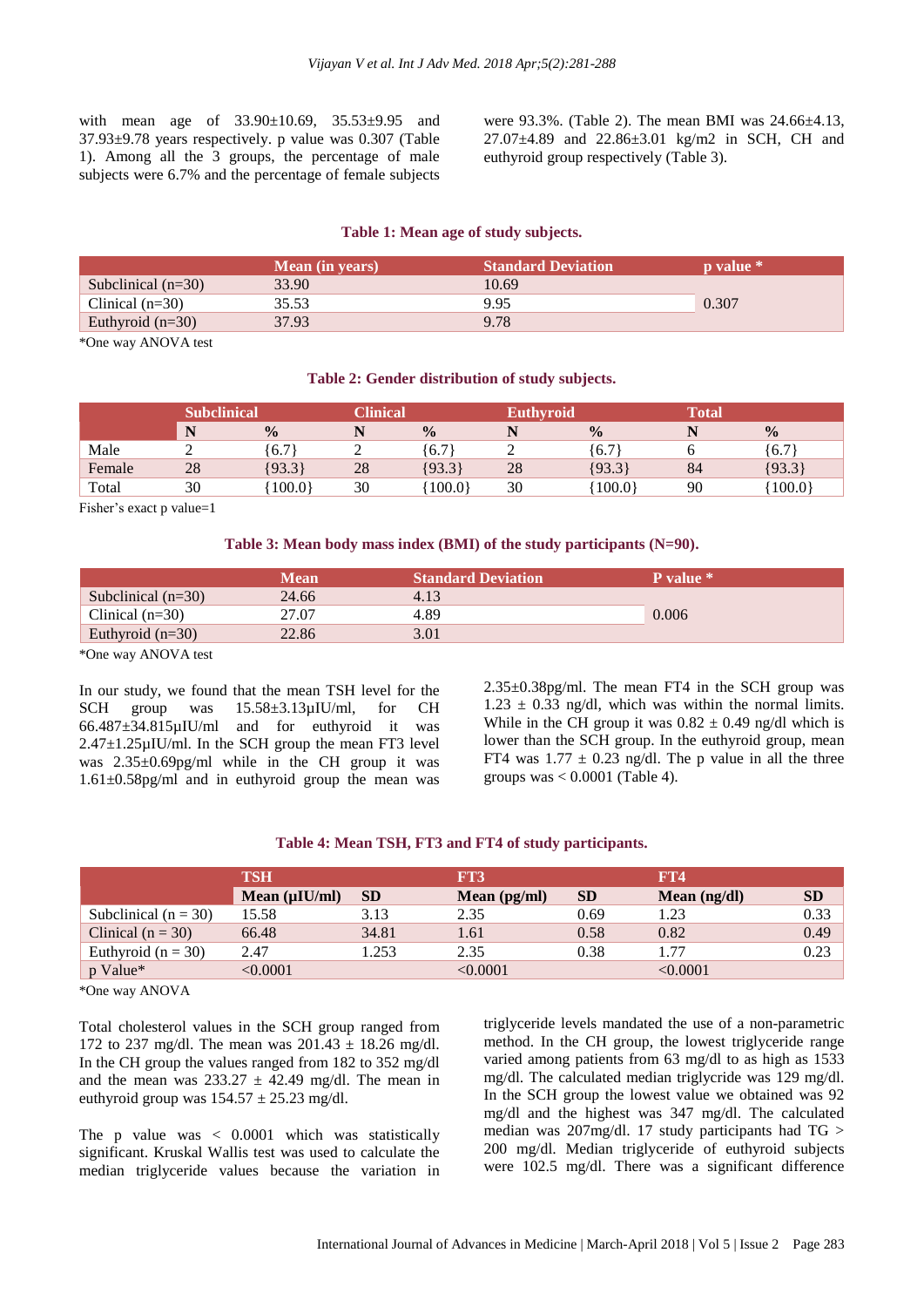with mean age of 33.90±10.69, 35.53±9.95 and 37.93±9.78 years respectively. p value was 0.307 (Table 1). Among all the 3 groups, the percentage of male subjects were 6.7% and the percentage of female subjects were 93.3%. (Table 2). The mean BMI was 24.66±4.13, 27.07±4.89 and 22.86±3.01 kg/m2 in SCH, CH and euthyroid group respectively (Table 3).

**Table 1: Mean age of study subjects.**

| | Mean (in years) | Standard Deviation | p value * |
|---|---|---|---|
| Subclinical (n=30) | 33.90 | 10.69 | 0.307 |
| Clinical (n=30) | 35.53 | 9.95 | |
| Euthyroid (n=30) | 37.93 | 9.78 | |

*One way ANOVA test

**Table 2: Gender distribution of study subjects.**

| | Subclinical | | Clinical | | Euthyroid | | Total | |
|---|---|---|---|---|---|---|---|---|
| | N | % | N | % | N | % | N | % |
| Male | 2 | {6.7} | 2 | {6.7} | 2 | {6.7} | 6 | {6.7} |
| Female | 28 | {93.3} | 28 | {93.3} | 28 | {93.3} | 84 | {93.3} |
| Total | 30 | {100.0} | 30 | {100.0} | 30 | {100.0} | 90 | {100.0} |

Fisher's exact p value=1

**Table 3: Mean body mass index (BMI) of the study participants (N=90).**

| | Mean | Standard Deviation | P value * |
|---|---|---|---|
| Subclinical (n=30) | 24.66 | 4.13 | 0.006 |
| Clinical (n=30) | 27.07 | 4.89 | |
| Euthyroid (n=30) | 22.86 | 3.01 | |

*One way ANOVA test

In our study, we found that the mean TSH level for the SCH group was 15.58±3.13µIU/ml, for CH 66.487±34.815µIU/ml and for euthyroid it was 2.47±1.25µIU/ml. In the SCH group the mean FT3 level was 2.35±0.69pg/ml while in the CH group it was 1.61±0.58pg/ml and in euthyroid group the mean was 2.35±0.38pg/ml. The mean FT4 in the SCH group was 1.23 ± 0.33 ng/dl, which was within the normal limits. While in the CH group it was 0.82 ± 0.49 ng/dl which is lower than the SCH group. In the euthyroid group, mean FT4 was 1.77 ± 0.23 ng/dl. The p value in all the three groups was < 0.0001 (Table 4).

**Table 4: Mean TSH, FT3 and FT4 of study participants.**

| | TSH | | FT3 | | FT4 | |
|---|---|---|---|---|---|---|
| | Mean (µIU/ml) | SD | Mean (pg/ml) | SD | Mean (ng/dl) | SD |
| Subclinical (n = 30) | 15.58 | 3.13 | 2.35 | 0.69 | 1.23 | 0.33 |
| Clinical (n = 30) | 66.48 | 34.81 | 1.61 | 0.58 | 0.82 | 0.49 |
| Euthyroid (n = 30) | 2.47 | 1.253 | 2.35 | 0.38 | 1.77 | 0.23 |
| p Value* | <0.0001 | | <0.0001 | | <0.0001 | |

*One way ANOVA

Total cholesterol values in the SCH group ranged from 172 to 237 mg/dl. The mean was 201.43 ± 18.26 mg/dl. In the CH group the values ranged from 182 to 352 mg/dl and the mean was 233.27 ± 42.49 mg/dl. The mean in euthyroid group was 154.57 ± 25.23 mg/dl.

The p value was < 0.0001 which was statistically significant. Kruskal Wallis test was used to calculate the median triglyceride values because the variation in triglyceride levels mandated the use of a non-parametric method. In the CH group, the lowest triglyceride range varied among patients from 63 mg/dl to as high as 1533 mg/dl. The calculated median triglyceride was 129 mg/dl. In the SCH group the lowest value we obtained was 92 mg/dl and the highest was 347 mg/dl. The calculated median was 207mg/dl. 17 study participants had TG > 200 mg/dl. Median triglyceride of euthyroid subjects were 102.5 mg/dl. There was a significant difference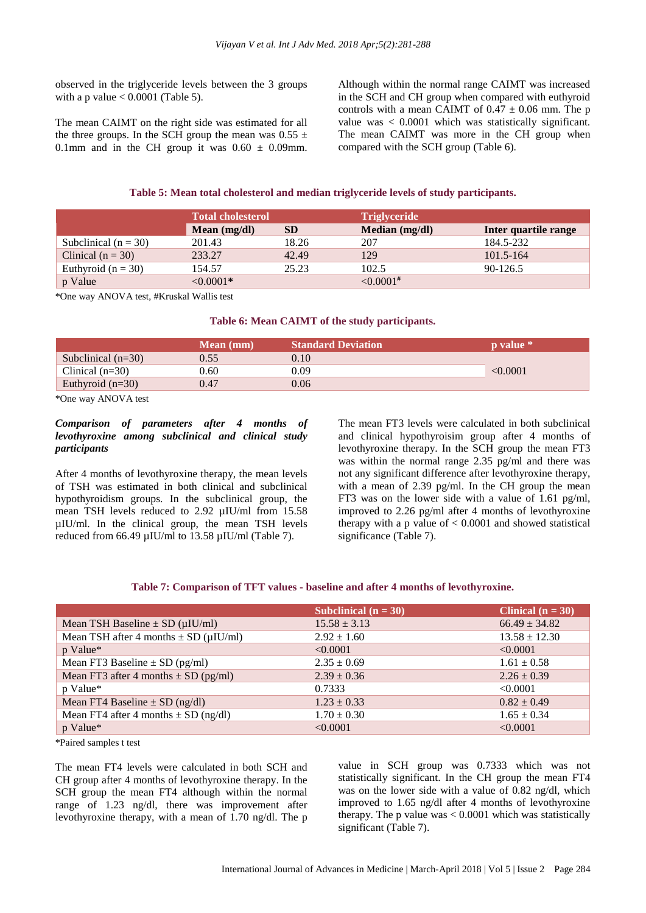observed in the triglyceride levels between the 3 groups with a p value < 0.0001 (Table 5).

The mean CAIMT on the right side was estimated for all the three groups. In the SCH group the mean was 0.55 ± 0.1mm and in the CH group it was 0.60 ± 0.09mm. Although within the normal range CAIMT was increased in the SCH and CH group when compared with euthyroid controls with a mean CAIMT of 0.47 ± 0.06 mm. The p value was < 0.0001 which was statistically significant. The mean CAIMT was more in the CH group when compared with the SCH group (Table 6).

**Table 5: Mean total cholesterol and median triglyceride levels of study participants.**

| | Total cholesterol | | Triglyceride | |
|---|---|---|---|---|
| | Mean (mg/dl) | SD | Median (mg/dl) | Inter quartile range |
| Subclinical (n = 30) | 201.43 | 18.26 | 207 | 184.5-232 |
| Clinical (n = 30) | 233.27 | 42.49 | 129 | 101.5-164 |
| Euthyroid (n = 30) | 154.57 | 25.23 | 102.5 | 90-126.5 |
| p Value | <0.0001* | | <0.0001# | |

*One way ANOVA test, #Kruskal Wallis test

**Table 6: Mean CAIMT of the study participants.**

| | Mean (mm) | Standard Deviation | p value * |
|---|---|---|---|
| Subclinical (n=30) | 0.55 | 0.10 | <0.0001 |
| Clinical (n=30) | 0.60 | 0.09 | |
| Euthyroid (n=30) | 0.47 | 0.06 | |

*One way ANOVA test

### *Comparison of parameters after 4 months of levothyroxine among subclinical and clinical study participants*

After 4 months of levothyroxine therapy, the mean levels of TSH was estimated in both clinical and subclinical hypothyroidism groups. In the subclinical group, the mean TSH levels reduced to 2.92 µIU/ml from 15.58 µIU/ml. In the clinical group, the mean TSH levels reduced from 66.49 µIU/ml to 13.58 µIU/ml (Table 7).

The mean FT3 levels were calculated in both subclinical and clinical hypothyroisim group after 4 months of levothyroxine therapy. In the SCH group the mean FT3 was within the normal range 2.35 pg/ml and there was not any significant difference after levothyroxine therapy, with a mean of 2.39 pg/ml. In the CH group the mean FT3 was on the lower side with a value of 1.61 pg/ml, improved to 2.26 pg/ml after 4 months of levothyroxine therapy with a p value of < 0.0001 and showed statistical significance (Table 7).

**Table 7: Comparison of TFT values - baseline and after 4 months of levothyroxine.**

| | Subclinical (n = 30) | Clinical (n = 30) |
|---|---|---|
| Mean TSH Baseline ± SD (µIU/ml) | 15.58 ± 3.13 | 66.49 ± 34.82 |
| Mean TSH after 4 months ± SD (µIU/ml) | 2.92 ± 1.60 | 13.58 ± 12.30 |
| p Value* | <0.0001 | <0.0001 |
| Mean FT3 Baseline ± SD (pg/ml) | 2.35 ± 0.69 | 1.61 ± 0.58 |
| Mean FT3 after 4 months ± SD (pg/ml) | 2.39 ± 0.36 | 2.26 ± 0.39 |
| p Value* | 0.7333 | <0.0001 |
| Mean FT4 Baseline ± SD (ng/dl) | 1.23 ± 0.33 | 0.82 ± 0.49 |
| Mean FT4 after 4 months ± SD (ng/dl) | 1.70 ± 0.30 | 1.65 ± 0.34 |
| p Value* | <0.0001 | <0.0001 |

*Paired samples t test

The mean FT4 levels were calculated in both SCH and CH group after 4 months of levothyroxine therapy. In the SCH group the mean FT4 although within the normal range of 1.23 ng/dl, there was improvement after levothyroxine therapy, with a mean of 1.70 ng/dl. The p value in SCH group was 0.7333 which was not statistically significant. In the CH group the mean FT4 was on the lower side with a value of 0.82 ng/dl, which improved to 1.65 ng/dl after 4 months of levothyroxine therapy. The p value was < 0.0001 which was statistically significant (Table 7).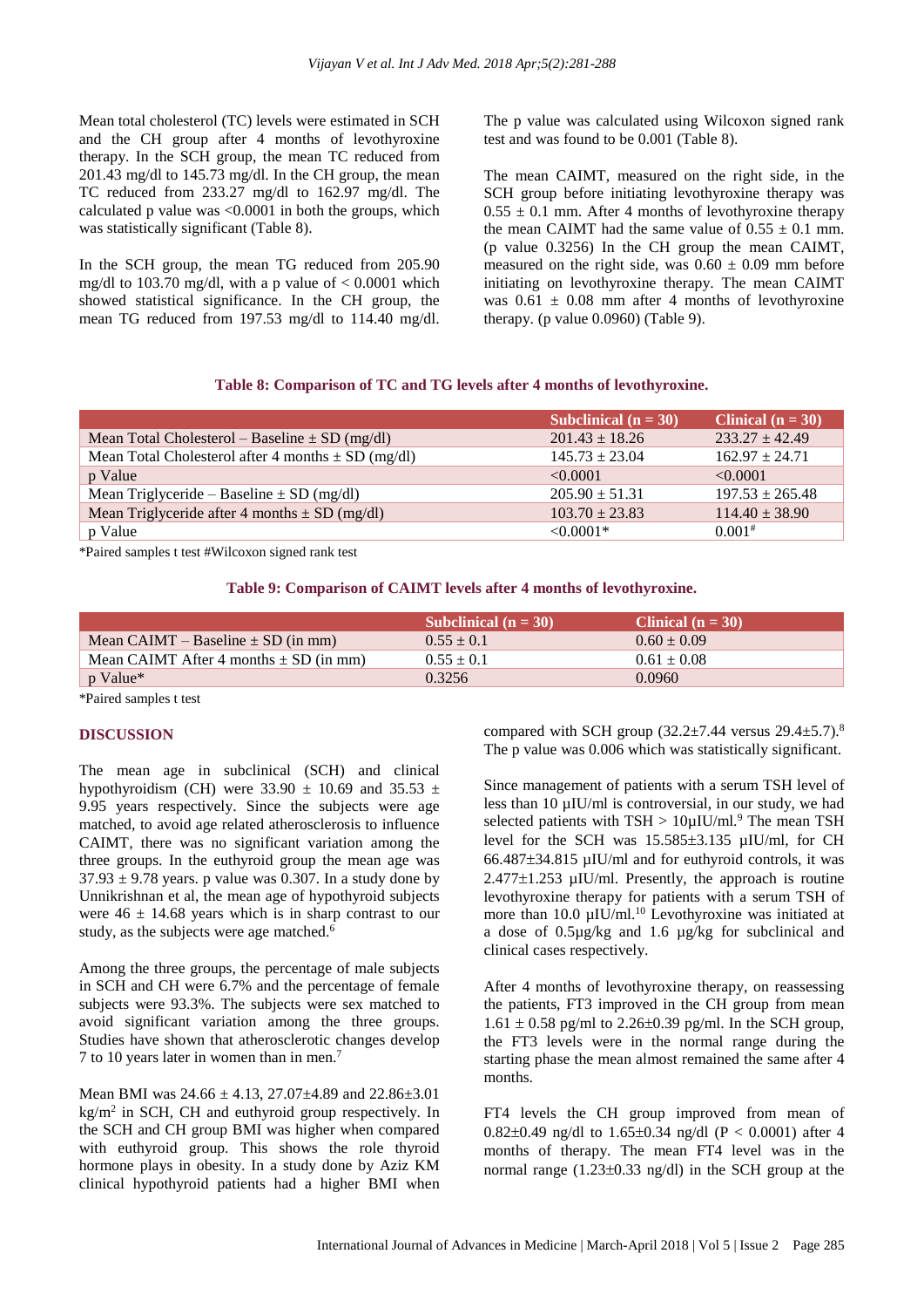Mean total cholesterol (TC) levels were estimated in SCH and the CH group after 4 months of levothyroxine therapy. In the SCH group, the mean TC reduced from 201.43 mg/dl to 145.73 mg/dl. In the CH group, the mean TC reduced from 233.27 mg/dl to 162.97 mg/dl. The calculated p value was <0.0001 in both the groups, which was statistically significant (Table 8).

In the SCH group, the mean TG reduced from 205.90 mg/dl to 103.70 mg/dl, with a p value of < 0.0001 which showed statistical significance. In the CH group, the mean TG reduced from 197.53 mg/dl to 114.40 mg/dl. The p value was calculated using Wilcoxon signed rank test and was found to be 0.001 (Table 8).

The mean CAIMT, measured on the right side, in the SCH group before initiating levothyroxine therapy was 0.55 ± 0.1 mm. After 4 months of levothyroxine therapy the mean CAIMT had the same value of 0.55 ± 0.1 mm. (p value 0.3256) In the CH group the mean CAIMT, measured on the right side, was 0.60 ± 0.09 mm before initiating on levothyroxine therapy. The mean CAIMT was 0.61 ± 0.08 mm after 4 months of levothyroxine therapy. (p value 0.0960) (Table 9).

**Table 8: Comparison of TC and TG levels after 4 months of levothyroxine.**

| | Subclinical (n = 30) | Clinical (n = 30) |
|---|---|---|
| Mean Total Cholesterol – Baseline ± SD (mg/dl) | 201.43 ± 18.26 | 233.27 ± 42.49 |
| Mean Total Cholesterol after 4 months ± SD (mg/dl) | 145.73 ± 23.04 | 162.97 ± 24.71 |
| p Value | <0.0001 | <0.0001 |
| Mean Triglyceride – Baseline ± SD (mg/dl) | 205.90 ± 51.31 | 197.53 ± 265.48 |
| Mean Triglyceride after 4 months ± SD (mg/dl) | 103.70 ± 23.83 | 114.40 ± 38.90 |
| p Value | <0.0001* | 0.001# |

*Paired samples t test #Wilcoxon signed rank test

**Table 9: Comparison of CAIMT levels after 4 months of levothyroxine.**

| | Subclinical (n = 30) | Clinical (n = 30) |
|---|---|---|
| Mean CAIMT – Baseline ± SD (in mm) | 0.55 ± 0.1 | 0.60 ± 0.09 |
| Mean CAIMT After 4 months ± SD (in mm) | 0.55 ± 0.1 | 0.61 ± 0.08 |
| p Value* | 0.3256 | 0.0960 |

*Paired samples t test

## DISCUSSION

The mean age in subclinical (SCH) and clinical hypothyroidism (CH) were 33.90 ± 10.69 and 35.53 ± 9.95 years respectively. Since the subjects were age matched, to avoid age related atherosclerosis to influence CAIMT, there was no significant variation among the three groups. In the euthyroid group the mean age was 37.93 ± 9.78 years. p value was 0.307. In a study done by Unnikrishnan et al, the mean age of hypothyroid subjects were 46 ± 14.68 years which is in sharp contrast to our study, as the subjects were age matched.[6]

Among the three groups, the percentage of male subjects in SCH and CH were 6.7% and the percentage of female subjects were 93.3%. The subjects were sex matched to avoid significant variation among the three groups. Studies have shown that atherosclerotic changes develop 7 to 10 years later in women than in men.[7]

Mean BMI was 24.66 ± 4.13, 27.07±4.89 and 22.86±3.01 kg/m$^2$ in SCH, CH and euthyroid group respectively. In the SCH and CH group BMI was higher when compared with euthyroid group. This shows the role thyroid hormone plays in obesity. In a study done by Aziz KM clinical hypothyroid patients had a higher BMI when compared with SCH group (32.2±7.44 versus 29.4±5.7).[8] The p value was 0.006 which was statistically significant.

Since management of patients with a serum TSH level of less than 10 µIU/ml is controversial, in our study, we had selected patients with TSH > 10µIU/ml.[9] The mean TSH level for the SCH was 15.585±3.135 µIU/ml, for CH 66.487±34.815 µIU/ml and for euthyroid controls, it was 2.477±1.253 µIU/ml. Presently, the approach is routine levothyroxine therapy for patients with a serum TSH of more than 10.0 µIU/ml.[10] Levothyroxine was initiated at a dose of 0.5µg/kg and 1.6 µg/kg for subclinical and clinical cases respectively.

After 4 months of levothyroxine therapy, on reassessing the patients, FT3 improved in the CH group from mean 1.61 ± 0.58 pg/ml to 2.26±0.39 pg/ml. In the SCH group, the FT3 levels were in the normal range during the starting phase the mean almost remained the same after 4 months.

FT4 levels the CH group improved from mean of 0.82±0.49 ng/dl to 1.65±0.34 ng/dl (P < 0.0001) after 4 months of therapy. The mean FT4 level was in the normal range (1.23±0.33 ng/dl) in the SCH group at the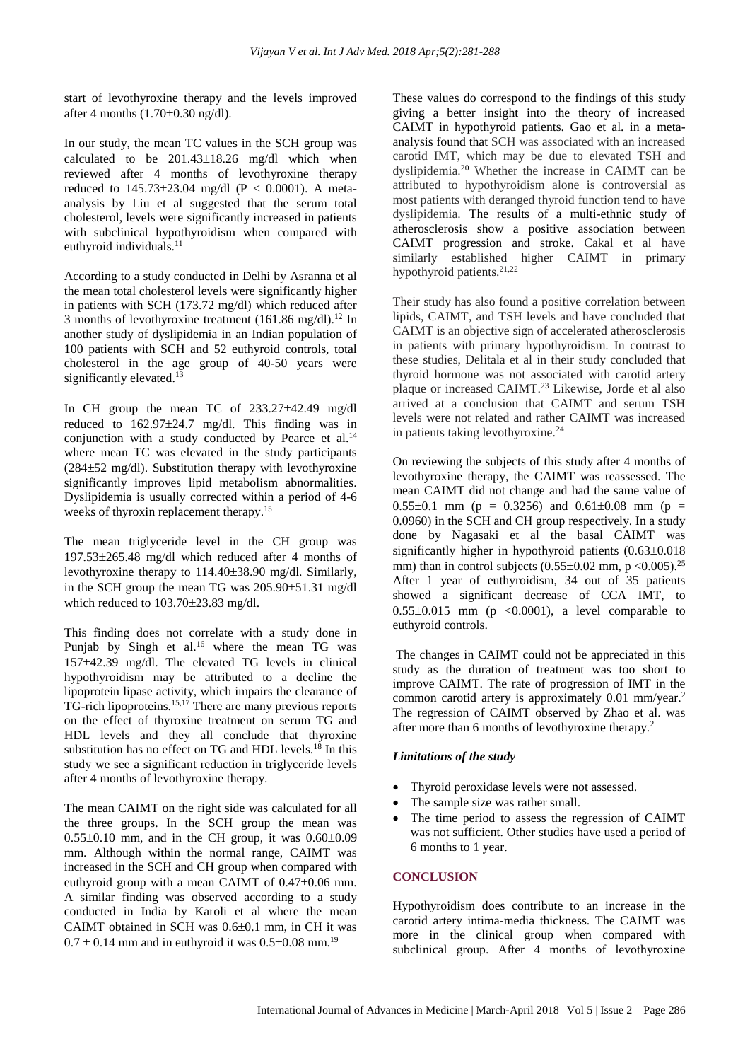start of levothyroxine therapy and the levels improved after 4 months (1.70±0.30 ng/dl).

In our study, the mean TC values in the SCH group was calculated to be 201.43±18.26 mg/dl which when reviewed after 4 months of levothyroxine therapy reduced to 145.73±23.04 mg/dl ($P < 0.0001$). A meta-analysis by Liu et al suggested that the serum total cholesterol, levels were significantly increased in patients with subclinical hypothyroidism when compared with euthyroid individuals.[11]

According to a study conducted in Delhi by Asranna et al the mean total cholesterol levels were significantly higher in patients with SCH (173.72 mg/dl) which reduced after 3 months of levothyroxine treatment (161.86 mg/dl).[12] In another study of dyslipidemia in an Indian population of 100 patients with SCH and 52 euthyroid controls, total cholesterol in the age group of 40-50 years were significantly elevated.[13]

In CH group the mean TC of 233.27±42.49 mg/dl reduced to 162.97±24.7 mg/dl. This finding was in conjunction with a study conducted by Pearce et al.[14] where mean TC was elevated in the study participants (284±52 mg/dl). Substitution therapy with levothyroxine significantly improves lipid metabolism abnormalities. Dyslipidemia is usually corrected within a period of 4-6 weeks of thyroxin replacement therapy.[15]

The mean triglyceride level in the CH group was 197.53±265.48 mg/dl which reduced after 4 months of levothyroxine therapy to 114.40±38.90 mg/dl. Similarly, in the SCH group the mean TG was 205.90±51.31 mg/dl which reduced to 103.70±23.83 mg/dl.

This finding does not correlate with a study done in Punjab by Singh et al.[16] where the mean TG was 157±42.39 mg/dl. The elevated TG levels in clinical hypothyroidism may be attributed to a decline the lipoprotein lipase activity, which impairs the clearance of TG-rich lipoproteins.[15,17] There are many previous reports on the effect of thyroxine treatment on serum TG and HDL levels and they all conclude that thyroxine substitution has no effect on TG and HDL levels.[18] In this study we see a significant reduction in triglyceride levels after 4 months of levothyroxine therapy.

The mean CAIMT on the right side was calculated for all the three groups. In the SCH group the mean was 0.55±0.10 mm, and in the CH group, it was 0.60±0.09 mm. Although within the normal range, CAIMT was increased in the SCH and CH group when compared with euthyroid group with a mean CAIMT of 0.47±0.06 mm. A similar finding was observed according to a study conducted in India by Karoli et al where the mean CAIMT obtained in SCH was 0.6±0.1 mm, in CH it was 0.7 ± 0.14 mm and in euthyroid it was 0.5±0.08 mm.[19]

These values do correspond to the findings of this study giving a better insight into the theory of increased CAIMT in hypothyroid patients. Gao et al. in a meta-analysis found that SCH was associated with an increased carotid IMT, which may be due to elevated TSH and dyslipidemia.[20] Whether the increase in CAIMT can be attributed to hypothyroidism alone is controversial as most patients with deranged thyroid function tend to have dyslipidemia. The results of a multi-ethnic study of atherosclerosis show a positive association between CAIMT progression and stroke. Cakal et al have similarly established higher CAIMT in primary hypothyroid patients.[21,22]

Their study has also found a positive correlation between lipids, CAIMT, and TSH levels and have concluded that CAIMT is an objective sign of accelerated atherosclerosis in patients with primary hypothyroidism. In contrast to these studies, Delitala et al in their study concluded that thyroid hormone was not associated with carotid artery plaque or increased CAIMT.[23] Likewise, Jorde et al also arrived at a conclusion that CAIMT and serum TSH levels were not related and rather CAIMT was increased in patients taking levothyroxine.[24]

On reviewing the subjects of this study after 4 months of levothyroxine therapy, the CAIMT was reassessed. The mean CAIMT did not change and had the same value of 0.55±0.1 mm ($p = 0.3256$) and 0.61±0.08 mm ($p = 0.0960$) in the SCH and CH group respectively. In a study done by Nagasaki et al the basal CAIMT was significantly higher in hypothyroid patients (0.63±0.018 mm) than in control subjects (0.55±0.02 mm, $p < 0.005$).[25] After 1 year of euthyroidism, 34 out of 35 patients showed a significant decrease of CCA IMT, to 0.55±0.015 mm ($p < 0.0001$), a level comparable to euthyroid controls.

The changes in CAIMT could not be appreciated in this study as the duration of treatment was too short to improve CAIMT. The rate of progression of IMT in the common carotid artery is approximately 0.01 mm/year.[2] The regression of CAIMT observed by Zhao et al. was after more than 6 months of levothyroxine therapy.[2]

### *Limitations of the study*

- Thyroid peroxidase levels were not assessed.
- The sample size was rather small.
- The time period to assess the regression of CAIMT was not sufficient. Other studies have used a period of 6 months to 1 year.

## CONCLUSION

Hypothyroidism does contribute to an increase in the carotid artery intima-media thickness. The CAIMT was more in the clinical group when compared with subclinical group. After 4 months of levothyroxine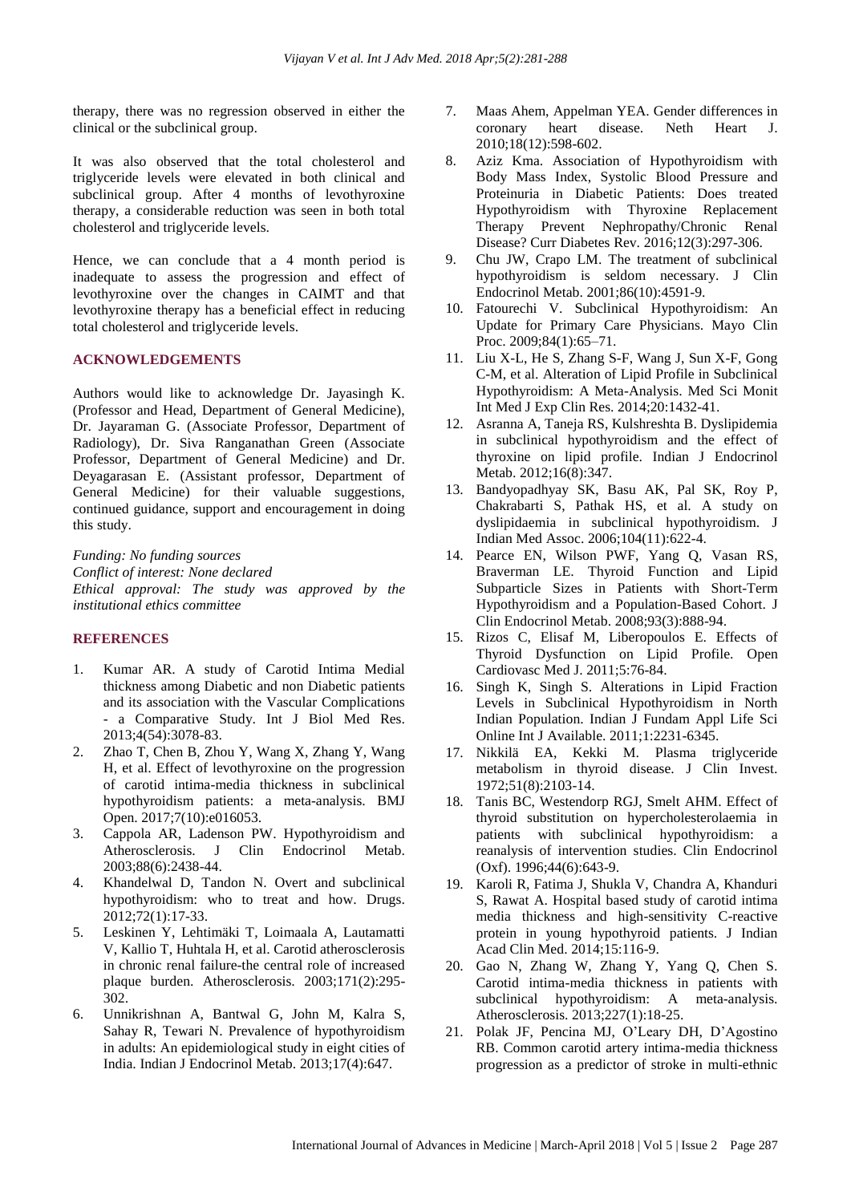therapy, there was no regression observed in either the clinical or the subclinical group.

It was also observed that the total cholesterol and triglyceride levels were elevated in both clinical and subclinical group. After 4 months of levothyroxine therapy, a considerable reduction was seen in both total cholesterol and triglyceride levels.

Hence, we can conclude that a 4 month period is inadequate to assess the progression and effect of levothyroxine over the changes in CAIMT and that levothyroxine therapy has a beneficial effect in reducing total cholesterol and triglyceride levels.

## ACKNOWLEDGEMENTS

Authors would like to acknowledge Dr. Jayasingh K. (Professor and Head, Department of General Medicine), Dr. Jayaraman G. (Associate Professor, Department of Radiology), Dr. Siva Ranganathan Green (Associate Professor, Department of General Medicine) and Dr. Deyagarasan E. (Assistant professor, Department of General Medicine) for their valuable suggestions, continued guidance, support and encouragement in doing this study.

*Funding: No funding sources*
*Conflict of interest: None declared*
*Ethical approval: The study was approved by the institutional ethics committee*

## REFERENCES

1. Kumar AR. A study of Carotid Intima Medial thickness among Diabetic and non Diabetic patients and its association with the Vascular Complications - a Comparative Study. Int J Biol Med Res. 2013;4(54):3078-83.
2. Zhao T, Chen B, Zhou Y, Wang X, Zhang Y, Wang H, et al. Effect of levothyroxine on the progression of carotid intima-media thickness in subclinical hypothyroidism patients: a meta-analysis. BMJ Open. 2017;7(10):e016053.
3. Cappola AR, Ladenson PW. Hypothyroidism and Atherosclerosis. J Clin Endocrinol Metab. 2003;88(6):2438-44.
4. Khandelwal D, Tandon N. Overt and subclinical hypothyroidism: who to treat and how. Drugs. 2012;72(1):17-33.
5. Leskinen Y, Lehtimäki T, Loimaala A, Lautamatti V, Kallio T, Huhtala H, et al. Carotid atherosclerosis in chronic renal failure-the central role of increased plaque burden. Atherosclerosis. 2003;171(2):295-302.
6. Unnikrishnan A, Bantwal G, John M, Kalra S, Sahay R, Tewari N. Prevalence of hypothyroidism in adults: An epidemiological study in eight cities of India. Indian J Endocrinol Metab. 2013;17(4):647.
7. Maas Ahem, Appelman YEA. Gender differences in coronary heart disease. Neth Heart J. 2010;18(12):598-602.
8. Aziz Kma. Association of Hypothyroidism with Body Mass Index, Systolic Blood Pressure and Proteinuria in Diabetic Patients: Does treated Hypothyroidism with Thyroxine Replacement Therapy Prevent Nephropathy/Chronic Renal Disease? Curr Diabetes Rev. 2016;12(3):297-306.
9. Chu JW, Crapo LM. The treatment of subclinical hypothyroidism is seldom necessary. J Clin Endocrinol Metab. 2001;86(10):4591-9.
10. Fatourechi V. Subclinical Hypothyroidism: An Update for Primary Care Physicians. Mayo Clin Proc. 2009;84(1):65–71.
11. Liu X-L, He S, Zhang S-F, Wang J, Sun X-F, Gong C-M, et al. Alteration of Lipid Profile in Subclinical Hypothyroidism: A Meta-Analysis. Med Sci Monit Int Med J Exp Clin Res. 2014;20:1432-41.
12. Asranna A, Taneja RS, Kulshreshta B. Dyslipidemia in subclinical hypothyroidism and the effect of thyroxine on lipid profile. Indian J Endocrinol Metab. 2012;16(8):347.
13. Bandyopadhyay SK, Basu AK, Pal SK, Roy P, Chakrabarti S, Pathak HS, et al. A study on dyslipidaemia in subclinical hypothyroidism. J Indian Med Assoc. 2006;104(11):622-4.
14. Pearce EN, Wilson PWF, Yang Q, Vasan RS, Braverman LE. Thyroid Function and Lipid Subparticle Sizes in Patients with Short-Term Hypothyroidism and a Population-Based Cohort. J Clin Endocrinol Metab. 2008;93(3):888-94.
15. Rizos C, Elisaf M, Liberopoulos E. Effects of Thyroid Dysfunction on Lipid Profile. Open Cardiovasc Med J. 2011;5:76-84.
16. Singh K, Singh S. Alterations in Lipid Fraction Levels in Subclinical Hypothyroidism in North Indian Population. Indian J Fundam Appl Life Sci Online Int J Available. 2011;1:2231-6345.
17. Nikkilä EA, Kekki M. Plasma triglyceride metabolism in thyroid disease. J Clin Invest. 1972;51(8):2103-14.
18. Tanis BC, Westendorp RGJ, Smelt AHM. Effect of thyroid substitution on hypercholesterolaemia in patients with subclinical hypothyroidism: a reanalysis of intervention studies. Clin Endocrinol (Oxf). 1996;44(6):643-9.
19. Karoli R, Fatima J, Shukla V, Chandra A, Khanduri S, Rawat A. Hospital based study of carotid intima media thickness and high-sensitivity C-reactive protein in young hypothyroid patients. J Indian Acad Clin Med. 2014;15:116-9.
20. Gao N, Zhang W, Zhang Y, Yang Q, Chen S. Carotid intima-media thickness in patients with subclinical hypothyroidism: A meta-analysis. Atherosclerosis. 2013;227(1):18-25.
21. Polak JF, Pencina MJ, O'Leary DH, D'Agostino RB. Common carotid artery intima-media thickness progression as a predictor of stroke in multi-ethnic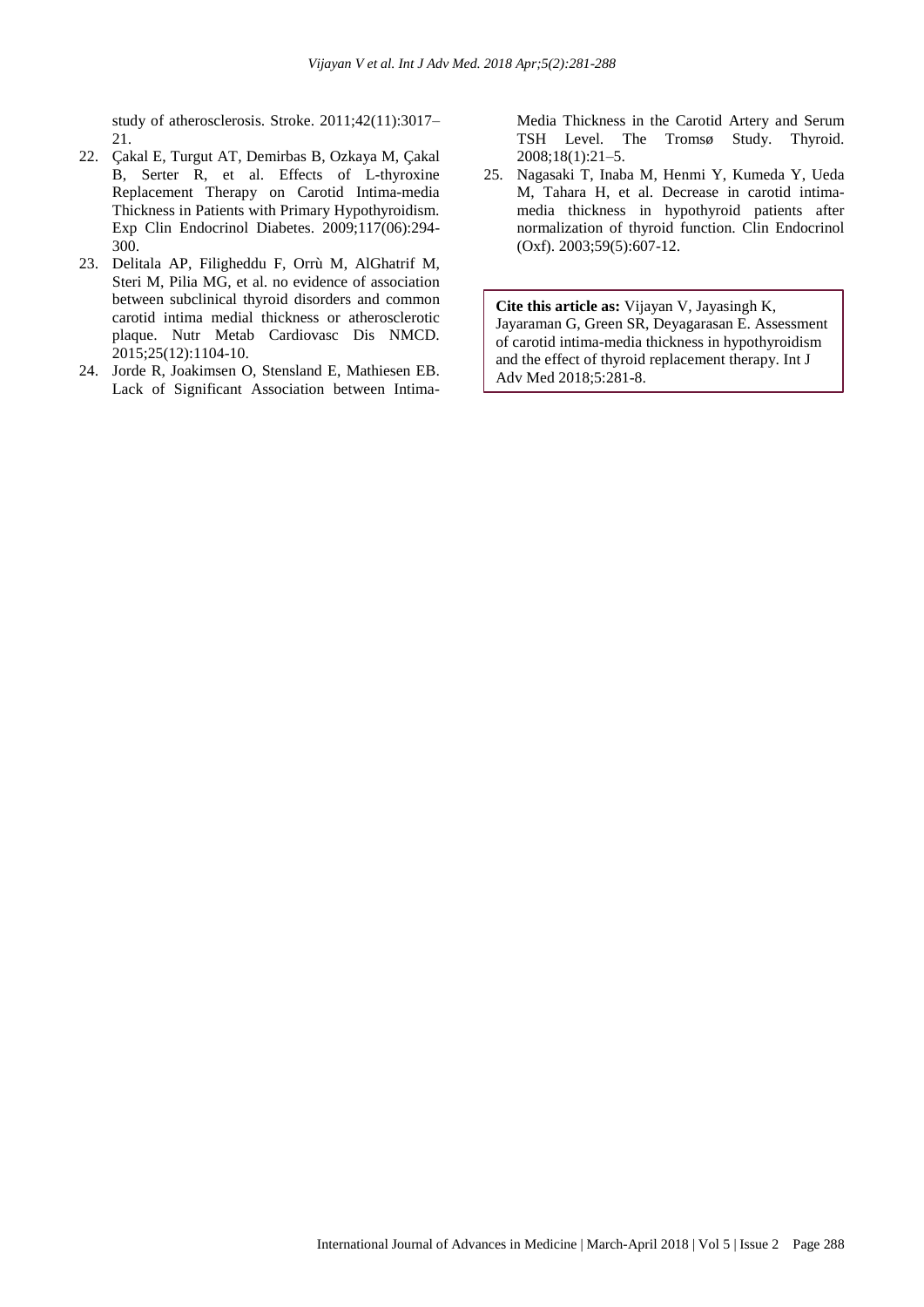study of atherosclerosis. Stroke. 2011;42(11):3017–21.

22. Çakal E, Turgut AT, Demirbas B, Ozkaya M, Çakal B, Serter R, et al. Effects of L-thyroxine Replacement Therapy on Carotid Intima-media Thickness in Patients with Primary Hypothyroidism. Exp Clin Endocrinol Diabetes. 2009;117(06):294-300.
23. Delitala AP, Filigheddu F, Orrù M, AlGhatrif M, Steri M, Pilia MG, et al. no evidence of association between subclinical thyroid disorders and common carotid intima medial thickness or atherosclerotic plaque. Nutr Metab Cardiovasc Dis NMCD. 2015;25(12):1104-10.
24. Jorde R, Joakimsen O, Stensland E, Mathiesen EB. Lack of Significant Association between Intima-Media Thickness in the Carotid Artery and Serum TSH Level. The Tromsø Study. Thyroid. 2008;18(1):21–5.
25. Nagasaki T, Inaba M, Henmi Y, Kumeda Y, Ueda M, Tahara H, et al. Decrease in carotid intima-media thickness in hypothyroid patients after normalization of thyroid function. Clin Endocrinol (Oxf). 2003;59(5):607-12.

**Cite this article as:** Vijayan V, Jayasingh K, Jayaraman G, Green SR, Deyagarasan E. Assessment of carotid intima-media thickness in hypothyroidism and the effect of thyroid replacement therapy. Int J Adv Med 2018;5:281-8.